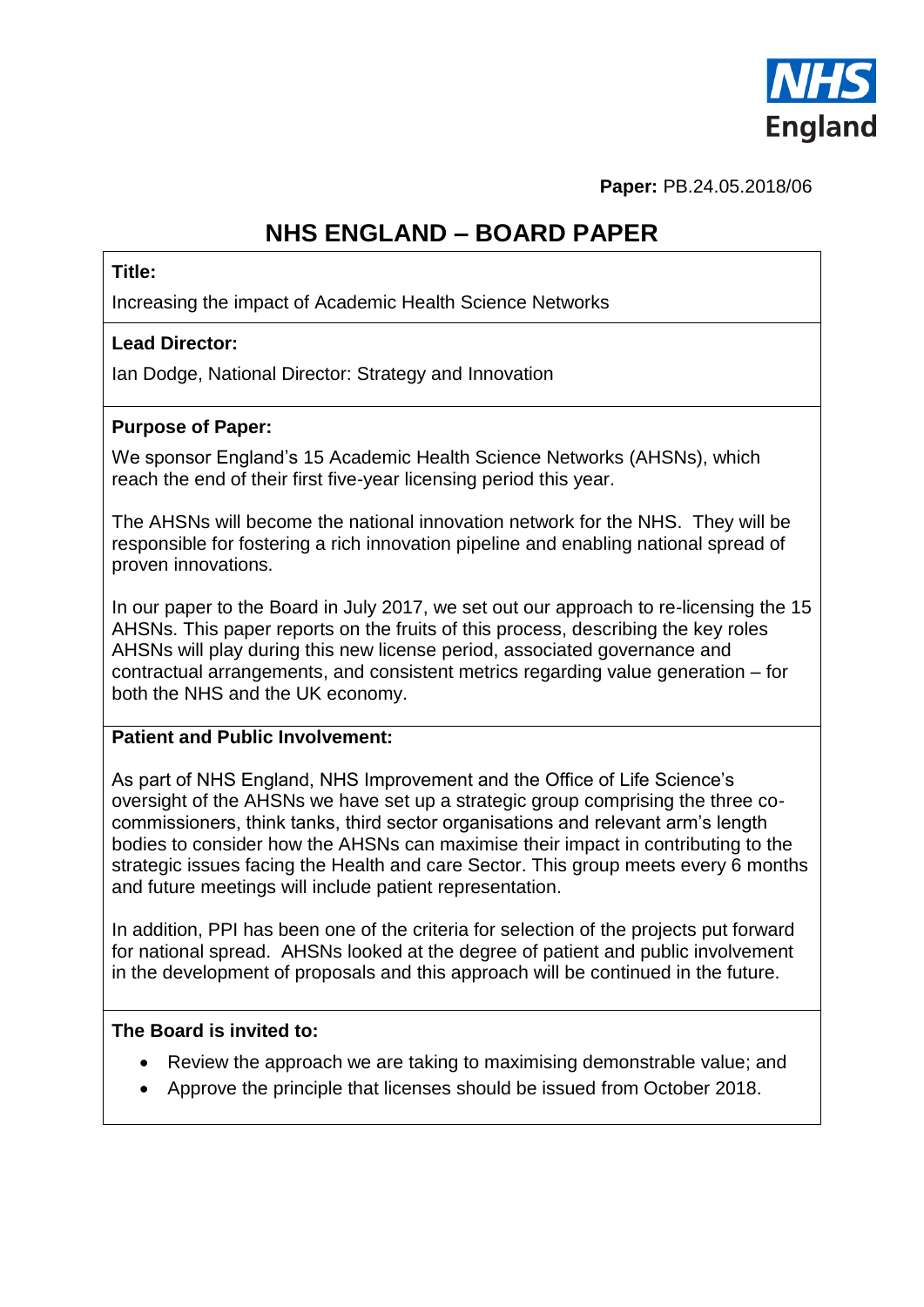NHS England

**Paper:** PB.24.05.2018/06

# NHS ENGLAND – BOARD PAPER

**Title:**

Increasing the impact of Academic Health Science Networks

**Lead Director:**

Ian Dodge, National Director: Strategy and Innovation

**Purpose of Paper:**

We sponsor England's 15 Academic Health Science Networks (AHSNs), which reach the end of their first five-year licensing period this year.

The AHSNs will become the national innovation network for the NHS. They will be responsible for fostering a rich innovation pipeline and enabling national spread of proven innovations.

In our paper to the Board in July 2017, we set out our approach to re-licensing the 15 AHSNs. This paper reports on the fruits of this process, describing the key roles AHSNs will play during this new license period, associated governance and contractual arrangements, and consistent metrics regarding value generation – for both the NHS and the UK economy.

**Patient and Public Involvement:**

As part of NHS England, NHS Improvement and the Office of Life Science's oversight of the AHSNs we have set up a strategic group comprising the three co-commissioners, think tanks, third sector organisations and relevant arm's length bodies to consider how the AHSNs can maximise their impact in contributing to the strategic issues facing the Health and care Sector. This group meets every 6 months and future meetings will include patient representation.

In addition, PPI has been one of the criteria for selection of the projects put forward for national spread. AHSNs looked at the degree of patient and public involvement in the development of proposals and this approach will be continued in the future.

**The Board is invited to:**

- Review the approach we are taking to maximising demonstrable value; and
- Approve the principle that licenses should be issued from October 2018.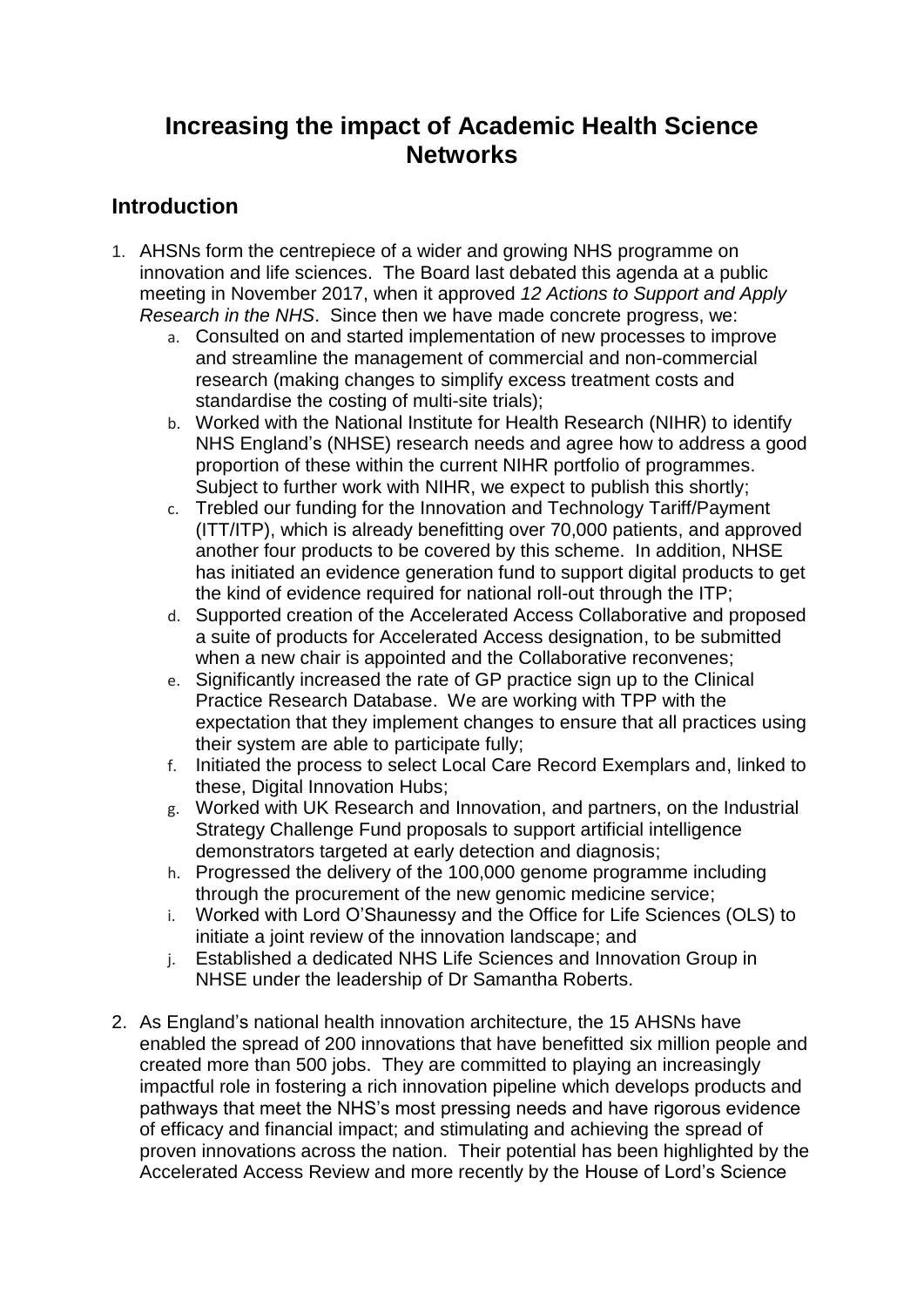# Increasing the impact of Academic Health Science Networks

## Introduction

1. AHSNs form the centrepiece of a wider and growing NHS programme on innovation and life sciences. The Board last debated this agenda at a public meeting in November 2017, when it approved *12 Actions to Support and Apply Research in the NHS*. Since then we have made concrete progress, we:
   a. Consulted on and started implementation of new processes to improve and streamline the management of commercial and non-commercial research (making changes to simplify excess treatment costs and standardise the costing of multi-site trials);
   b. Worked with the National Institute for Health Research (NIHR) to identify NHS England's (NHSE) research needs and agree how to address a good proportion of these within the current NIHR portfolio of programmes. Subject to further work with NIHR, we expect to publish this shortly;
   c. Trebled our funding for the Innovation and Technology Tariff/Payment (ITT/ITP), which is already benefitting over 70,000 patients, and approved another four products to be covered by this scheme. In addition, NHSE has initiated an evidence generation fund to support digital products to get the kind of evidence required for national roll-out through the ITP;
   d. Supported creation of the Accelerated Access Collaborative and proposed a suite of products for Accelerated Access designation, to be submitted when a new chair is appointed and the Collaborative reconvenes;
   e. Significantly increased the rate of GP practice sign up to the Clinical Practice Research Database. We are working with TPP with the expectation that they implement changes to ensure that all practices using their system are able to participate fully;
   f. Initiated the process to select Local Care Record Exemplars and, linked to these, Digital Innovation Hubs;
   g. Worked with UK Research and Innovation, and partners, on the Industrial Strategy Challenge Fund proposals to support artificial intelligence demonstrators targeted at early detection and diagnosis;
   h. Progressed the delivery of the 100,000 genome programme including through the procurement of the new genomic medicine service;
   i. Worked with Lord O'Shaunessy and the Office for Life Sciences (OLS) to initiate a joint review of the innovation landscape; and
   j. Established a dedicated NHS Life Sciences and Innovation Group in NHSE under the leadership of Dr Samantha Roberts.

2. As England's national health innovation architecture, the 15 AHSNs have enabled the spread of 200 innovations that have benefitted six million people and created more than 500 jobs. They are committed to playing an increasingly impactful role in fostering a rich innovation pipeline which develops products and pathways that meet the NHS's most pressing needs and have rigorous evidence of efficacy and financial impact; and stimulating and achieving the spread of proven innovations across the nation. Their potential has been highlighted by the Accelerated Access Review and more recently by the House of Lord's Science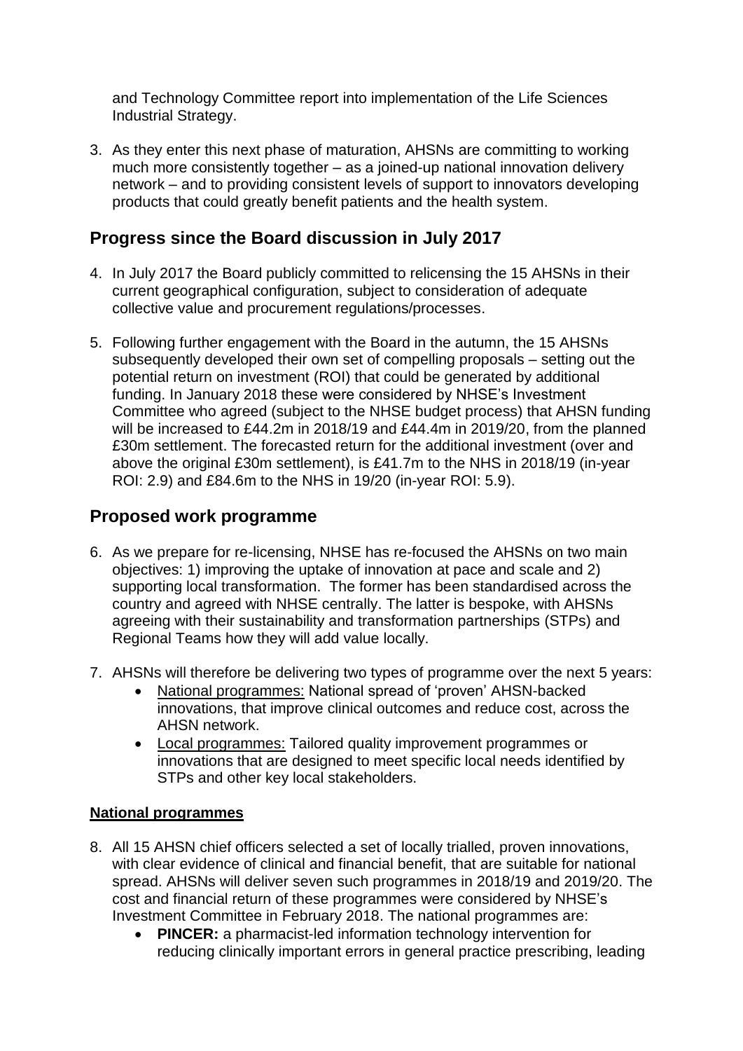and Technology Committee report into implementation of the Life Sciences Industrial Strategy.

3. As they enter this next phase of maturation, AHSNs are committing to working much more consistently together – as a joined-up national innovation delivery network – and to providing consistent levels of support to innovators developing products that could greatly benefit patients and the health system.

## Progress since the Board discussion in July 2017

4. In July 2017 the Board publicly committed to relicensing the 15 AHSNs in their current geographical configuration, subject to consideration of adequate collective value and procurement regulations/processes.

5. Following further engagement with the Board in the autumn, the 15 AHSNs subsequently developed their own set of compelling proposals – setting out the potential return on investment (ROI) that could be generated by additional funding. In January 2018 these were considered by NHSE's Investment Committee who agreed (subject to the NHSE budget process) that AHSN funding will be increased to £44.2m in 2018/19 and £44.4m in 2019/20, from the planned £30m settlement. The forecasted return for the additional investment (over and above the original £30m settlement), is £41.7m to the NHS in 2018/19 (in-year ROI: 2.9) and £84.6m to the NHS in 19/20 (in-year ROI: 5.9).

## Proposed work programme

6. As we prepare for re-licensing, NHSE has re-focused the AHSNs on two main objectives: 1) improving the uptake of innovation at pace and scale and 2) supporting local transformation. The former has been standardised across the country and agreed with NHSE centrally. The latter is bespoke, with AHSNs agreeing with their sustainability and transformation partnerships (STPs) and Regional Teams how they will add value locally.

7. AHSNs will therefore be delivering two types of programme over the next 5 years:
   - National programmes: National spread of 'proven' AHSN-backed innovations, that improve clinical outcomes and reduce cost, across the AHSN network.
   - Local programmes: Tailored quality improvement programmes or innovations that are designed to meet specific local needs identified by STPs and other key local stakeholders.

**National programmes**

8. All 15 AHSN chief officers selected a set of locally trialled, proven innovations, with clear evidence of clinical and financial benefit, that are suitable for national spread. AHSNs will deliver seven such programmes in 2018/19 and 2019/20. The cost and financial return of these programmes were considered by NHSE's Investment Committee in February 2018. The national programmes are:
   - **PINCER:** a pharmacist-led information technology intervention for reducing clinically important errors in general practice prescribing, leading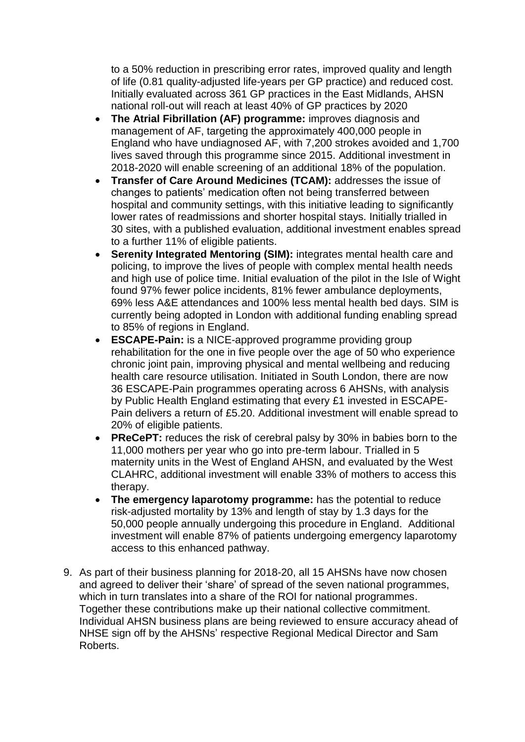to a 50% reduction in prescribing error rates, improved quality and length of life (0.81 quality-adjusted life-years per GP practice) and reduced cost. Initially evaluated across 361 GP practices in the East Midlands, AHSN national roll-out will reach at least 40% of GP practices by 2020

- **The Atrial Fibrillation (AF) programme:** improves diagnosis and management of AF, targeting the approximately 400,000 people in England who have undiagnosed AF, with 7,200 strokes avoided and 1,700 lives saved through this programme since 2015. Additional investment in 2018-2020 will enable screening of an additional 18% of the population.
- **Transfer of Care Around Medicines (TCAM):** addresses the issue of changes to patients' medication often not being transferred between hospital and community settings, with this initiative leading to significantly lower rates of readmissions and shorter hospital stays. Initially trialled in 30 sites, with a published evaluation, additional investment enables spread to a further 11% of eligible patients.
- **Serenity Integrated Mentoring (SIM):** integrates mental health care and policing, to improve the lives of people with complex mental health needs and high use of police time. Initial evaluation of the pilot in the Isle of Wight found 97% fewer police incidents, 81% fewer ambulance deployments, 69% less A&E attendances and 100% less mental health bed days. SIM is currently being adopted in London with additional funding enabling spread to 85% of regions in England.
- **ESCAPE-Pain:** is a NICE-approved programme providing group rehabilitation for the one in five people over the age of 50 who experience chronic joint pain, improving physical and mental wellbeing and reducing health care resource utilisation. Initiated in South London, there are now 36 ESCAPE-Pain programmes operating across 6 AHSNs, with analysis by Public Health England estimating that every £1 invested in ESCAPE-Pain delivers a return of £5.20. Additional investment will enable spread to 20% of eligible patients.
- **PReCePT:** reduces the risk of cerebral palsy by 30% in babies born to the 11,000 mothers per year who go into pre-term labour. Trialled in 5 maternity units in the West of England AHSN, and evaluated by the West CLAHRC, additional investment will enable 33% of mothers to access this therapy.
- **The emergency laparotomy programme:** has the potential to reduce risk-adjusted mortality by 13% and length of stay by 1.3 days for the 50,000 people annually undergoing this procedure in England. Additional investment will enable 87% of patients undergoing emergency laparotomy access to this enhanced pathway.

9. As part of their business planning for 2018-20, all 15 AHSNs have now chosen and agreed to deliver their 'share' of spread of the seven national programmes, which in turn translates into a share of the ROI for national programmes. Together these contributions make up their national collective commitment. Individual AHSN business plans are being reviewed to ensure accuracy ahead of NHSE sign off by the AHSNs' respective Regional Medical Director and Sam Roberts.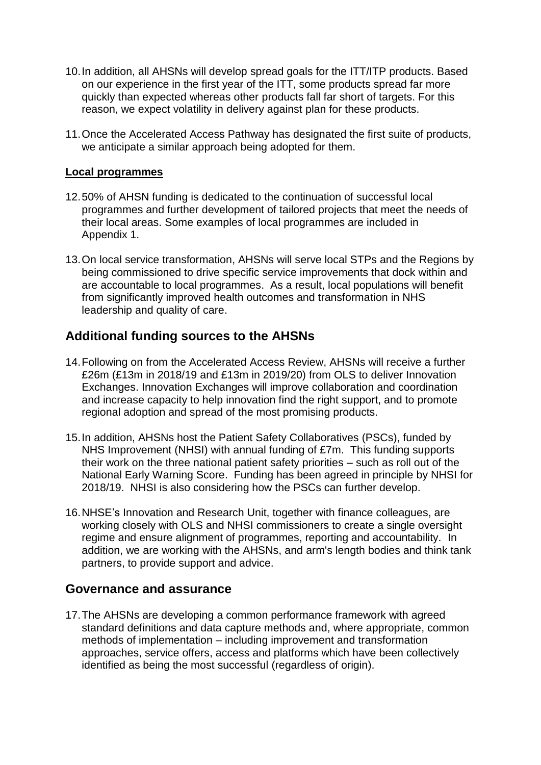10. In addition, all AHSNs will develop spread goals for the ITT/ITP products. Based on our experience in the first year of the ITT, some products spread far more quickly than expected whereas other products fall far short of targets. For this reason, we expect volatility in delivery against plan for these products.

11. Once the Accelerated Access Pathway has designated the first suite of products, we anticipate a similar approach being adopted for them.

**Local programmes**

12. 50% of AHSN funding is dedicated to the continuation of successful local programmes and further development of tailored projects that meet the needs of their local areas. Some examples of local programmes are included in Appendix 1.

13. On local service transformation, AHSNs will serve local STPs and the Regions by being commissioned to drive specific service improvements that dock within and are accountable to local programmes. As a result, local populations will benefit from significantly improved health outcomes and transformation in NHS leadership and quality of care.

## Additional funding sources to the AHSNs

14. Following on from the Accelerated Access Review, AHSNs will receive a further £26m (£13m in 2018/19 and £13m in 2019/20) from OLS to deliver Innovation Exchanges. Innovation Exchanges will improve collaboration and coordination and increase capacity to help innovation find the right support, and to promote regional adoption and spread of the most promising products.

15. In addition, AHSNs host the Patient Safety Collaboratives (PSCs), funded by NHS Improvement (NHSI) with annual funding of £7m. This funding supports their work on the three national patient safety priorities – such as roll out of the National Early Warning Score. Funding has been agreed in principle by NHSI for 2018/19. NHSI is also considering how the PSCs can further develop.

16. NHSE's Innovation and Research Unit, together with finance colleagues, are working closely with OLS and NHSI commissioners to create a single oversight regime and ensure alignment of programmes, reporting and accountability. In addition, we are working with the AHSNs, and arm's length bodies and think tank partners, to provide support and advice.

## Governance and assurance

17. The AHSNs are developing a common performance framework with agreed standard definitions and data capture methods and, where appropriate, common methods of implementation – including improvement and transformation approaches, service offers, access and platforms which have been collectively identified as being the most successful (regardless of origin).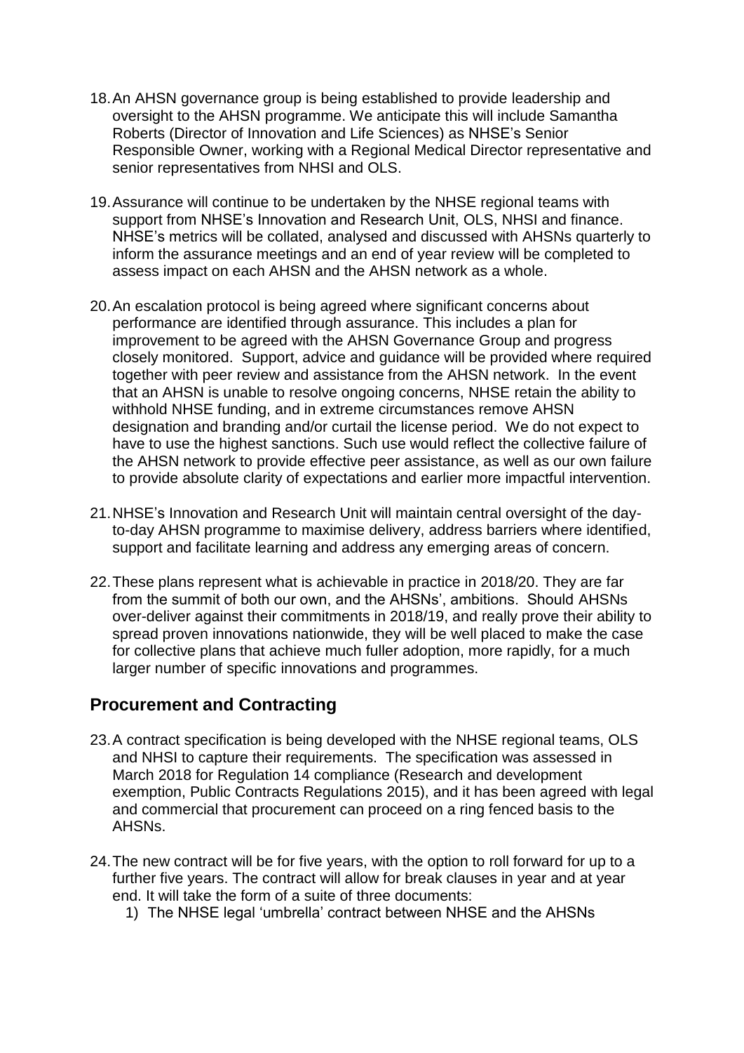18. An AHSN governance group is being established to provide leadership and oversight to the AHSN programme. We anticipate this will include Samantha Roberts (Director of Innovation and Life Sciences) as NHSE's Senior Responsible Owner, working with a Regional Medical Director representative and senior representatives from NHSI and OLS.

19. Assurance will continue to be undertaken by the NHSE regional teams with support from NHSE's Innovation and Research Unit, OLS, NHSI and finance. NHSE's metrics will be collated, analysed and discussed with AHSNs quarterly to inform the assurance meetings and an end of year review will be completed to assess impact on each AHSN and the AHSN network as a whole.

20. An escalation protocol is being agreed where significant concerns about performance are identified through assurance. This includes a plan for improvement to be agreed with the AHSN Governance Group and progress closely monitored. Support, advice and guidance will be provided where required together with peer review and assistance from the AHSN network. In the event that an AHSN is unable to resolve ongoing concerns, NHSE retain the ability to withhold NHSE funding, and in extreme circumstances remove AHSN designation and branding and/or curtail the license period. We do not expect to have to use the highest sanctions. Such use would reflect the collective failure of the AHSN network to provide effective peer assistance, as well as our own failure to provide absolute clarity of expectations and earlier more impactful intervention.

21. NHSE's Innovation and Research Unit will maintain central oversight of the day-to-day AHSN programme to maximise delivery, address barriers where identified, support and facilitate learning and address any emerging areas of concern.

22. These plans represent what is achievable in practice in 2018/20. They are far from the summit of both our own, and the AHSNs', ambitions. Should AHSNs over-deliver against their commitments in 2018/19, and really prove their ability to spread proven innovations nationwide, they will be well placed to make the case for collective plans that achieve much fuller adoption, more rapidly, for a much larger number of specific innovations and programmes.

## Procurement and Contracting

23. A contract specification is being developed with the NHSE regional teams, OLS and NHSI to capture their requirements. The specification was assessed in March 2018 for Regulation 14 compliance (Research and development exemption, Public Contracts Regulations 2015), and it has been agreed with legal and commercial that procurement can proceed on a ring fenced basis to the AHSNs.

24. The new contract will be for five years, with the option to roll forward for up to a further five years. The contract will allow for break clauses in year and at year end. It will take the form of a suite of three documents:
    1) The NHSE legal 'umbrella' contract between NHSE and the AHSNs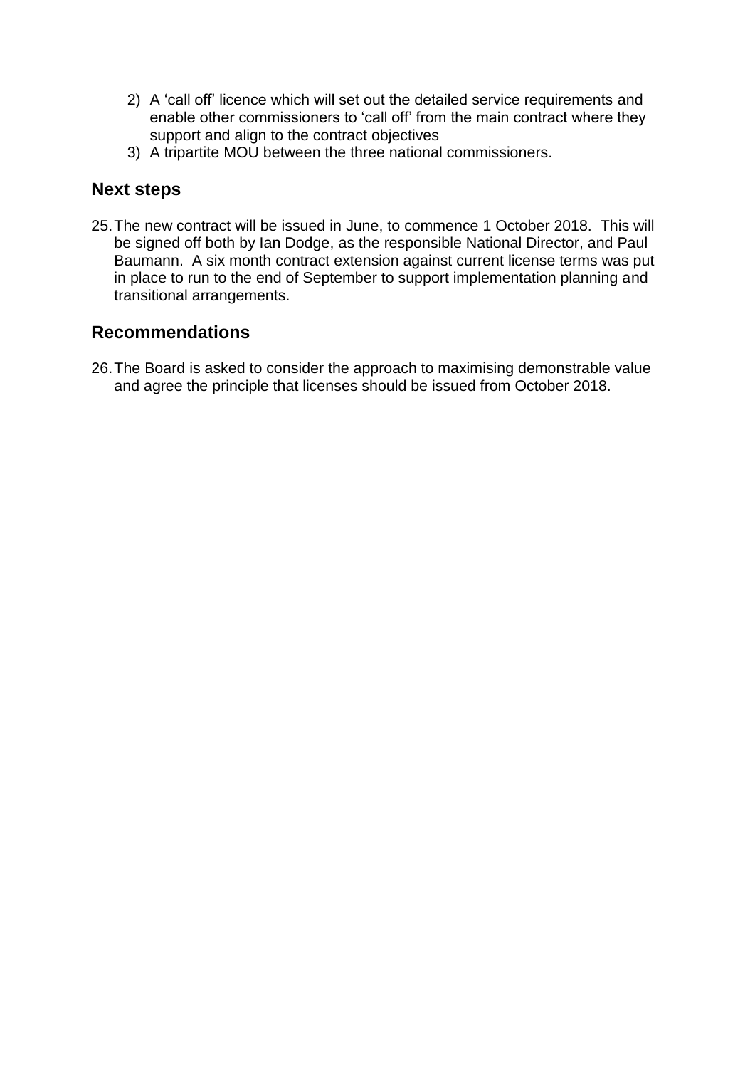2) A 'call off' licence which will set out the detailed service requirements and enable other commissioners to 'call off' from the main contract where they support and align to the contract objectives
3) A tripartite MOU between the three national commissioners.

## Next steps

25. The new contract will be issued in June, to commence 1 October 2018. This will be signed off both by Ian Dodge, as the responsible National Director, and Paul Baumann. A six month contract extension against current license terms was put in place to run to the end of September to support implementation planning and transitional arrangements.

## Recommendations

26. The Board is asked to consider the approach to maximising demonstrable value and agree the principle that licenses should be issued from October 2018.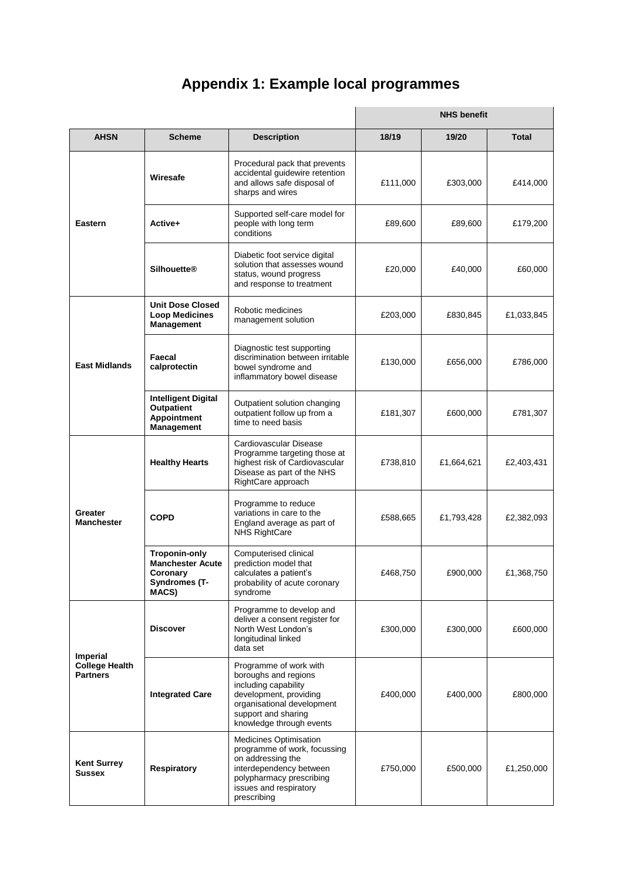# Appendix 1: Example local programmes

| AHSN | Scheme | Description | NHS benefit 18/19 | NHS benefit 19/20 | NHS benefit Total |
|---|---|---|---|---|---|
| Eastern | **Wiresafe** | Procedural pack that prevents accidental guidewire retention and allows safe disposal of sharps and wires | £111,000 | £303,000 | £414,000 |
| | **Active+** | Supported self-care model for people with long term conditions | £89,600 | £89,600 | £179,200 |
| | **Silhouette®** | Diabetic foot service digital solution that assesses wound status, wound progress and response to treatment | £20,000 | £40,000 | £60,000 |
| East Midlands | **Unit Dose Closed Loop Medicines Management** | Robotic medicines management solution | £203,000 | £830,845 | £1,033,845 |
| | **Faecal calprotectin** | Diagnostic test supporting discrimination between irritable bowel syndrome and inflammatory bowel disease | £130,000 | £656,000 | £786,000 |
| | **Intelligent Digital Outpatient Appointment Management** | Outpatient solution changing outpatient follow up from a time to need basis | £181,307 | £600,000 | £781,307 |
| Greater Manchester | **Healthy Hearts** | Cardiovascular Disease Programme targeting those at highest risk of Cardiovascular Disease as part of the NHS RightCare approach | £738,810 | £1,664,621 | £2,403,431 |
| | **COPD** | Programme to reduce variations in care to the England average as part of NHS RightCare | £588,665 | £1,793,428 | £2,382,093 |
| | **Troponin-only Manchester Acute Coronary Syndromes (T-MACS)** | Computerised clinical prediction model that calculates a patient's probability of acute coronary syndrome | £468,750 | £900,000 | £1,368,750 |
| Imperial College Health Partners | **Discover** | Programme to develop and deliver a consent register for North West London's longitudinal linked data set | £300,000 | £300,000 | £600,000 |
| | **Integrated Care** | Programme of work with boroughs and regions including capability development, providing organisational development support and sharing knowledge through events | £400,000 | £400,000 | £800,000 |
| Kent Surrey Sussex | **Respiratory** | Medicines Optimisation programme of work, focussing on addressing the interdependency between polypharmacy prescribing issues and respiratory prescribing | £750,000 | £500,000 | £1,250,000 |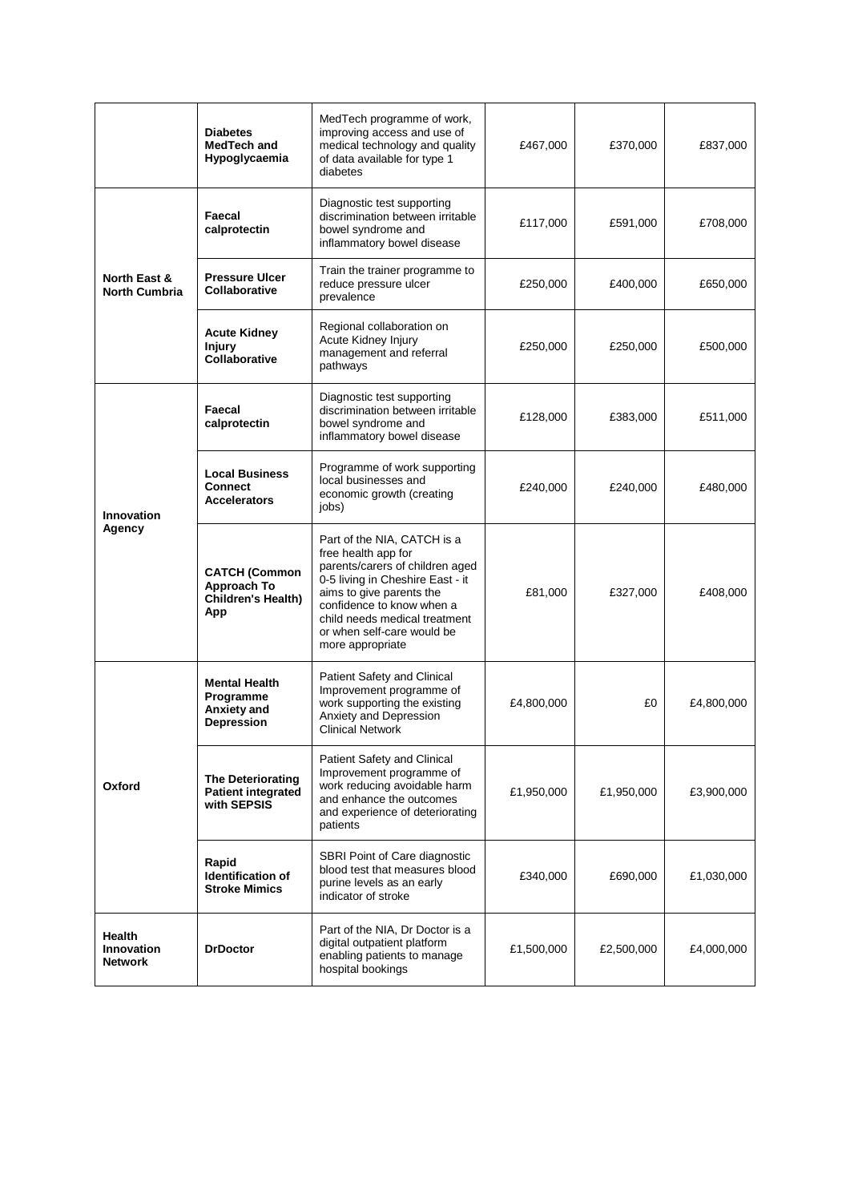| | | | | | |
|---|---|---|---|---|---|
| | **Diabetes MedTech and Hypoglycaemia** | MedTech programme of work, improving access and use of medical technology and quality of data available for type 1 diabetes | £467,000 | £370,000 | £837,000 |
| **North East & North Cumbria** | **Faecal calprotectin** | Diagnostic test supporting discrimination between irritable bowel syndrome and inflammatory bowel disease | £117,000 | £591,000 | £708,000 |
| | **Pressure Ulcer Collaborative** | Train the trainer programme to reduce pressure ulcer prevalence | £250,000 | £400,000 | £650,000 |
| | **Acute Kidney Injury Collaborative** | Regional collaboration on Acute Kidney Injury management and referral pathways | £250,000 | £250,000 | £500,000 |
| **Innovation Agency** | **Faecal calprotectin** | Diagnostic test supporting discrimination between irritable bowel syndrome and inflammatory bowel disease | £128,000 | £383,000 | £511,000 |
| | **Local Business Connect Accelerators** | Programme of work supporting local businesses and economic growth (creating jobs) | £240,000 | £240,000 | £480,000 |
| | **CATCH (Common Approach To Children's Health) App** | Part of the NIA, CATCH is a free health app for parents/carers of children aged 0-5 living in Cheshire East - it aims to give parents the confidence to know when a child needs medical treatment or when self-care would be more appropriate | £81,000 | £327,000 | £408,000 |
| **Oxford** | **Mental Health Programme Anxiety and Depression** | Patient Safety and Clinical Improvement programme of work supporting the existing Anxiety and Depression Clinical Network | £4,800,000 | £0 | £4,800,000 |
| | **The Deteriorating Patient integrated with SEPSIS** | Patient Safety and Clinical Improvement programme of work reducing avoidable harm and enhance the outcomes and experience of deteriorating patients | £1,950,000 | £1,950,000 | £3,900,000 |
| | **Rapid Identification of Stroke Mimics** | SBRI Point of Care diagnostic blood test that measures blood purine levels as an early indicator of stroke | £340,000 | £690,000 | £1,030,000 |
| **Health Innovation Network** | **DrDoctor** | Part of the NIA, Dr Doctor is a digital outpatient platform enabling patients to manage hospital bookings | £1,500,000 | £2,500,000 | £4,000,000 |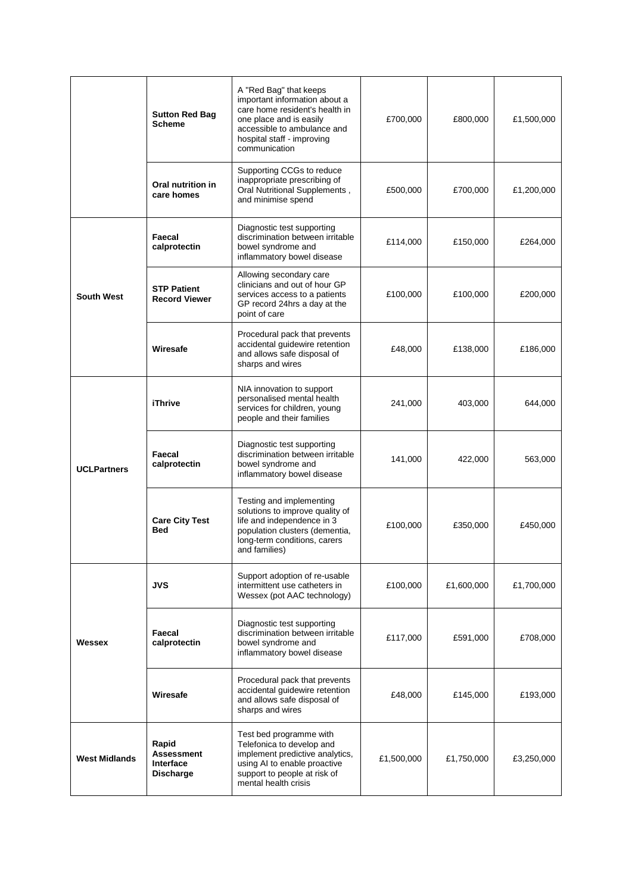| | | | | | |
|---|---|---|---|---|---|
| | **Sutton Red Bag Scheme** | A "Red Bag" that keeps important information about a care home resident's health in one place and is easily accessible to ambulance and hospital staff - improving communication | £700,000 | £800,000 | £1,500,000 |
| | **Oral nutrition in care homes** | Supporting CCGs to reduce inappropriate prescribing of Oral Nutritional Supplements , and minimise spend | £500,000 | £700,000 | £1,200,000 |
| **South West** | **Faecal calprotectin** | Diagnostic test supporting discrimination between irritable bowel syndrome and inflammatory bowel disease | £114,000 | £150,000 | £264,000 |
| | **STP Patient Record Viewer** | Allowing secondary care clinicians and out of hour GP services access to a patients GP record 24hrs a day at the point of care | £100,000 | £100,000 | £200,000 |
| | **Wiresafe** | Procedural pack that prevents accidental guidewire retention and allows safe disposal of sharps and wires | £48,000 | £138,000 | £186,000 |
| **UCLPartners** | **iThrive** | NIA innovation to support personalised mental health services for children, young people and their families | 241,000 | 403,000 | 644,000 |
| | **Faecal calprotectin** | Diagnostic test supporting discrimination between irritable bowel syndrome and inflammatory bowel disease | 141,000 | 422,000 | 563,000 |
| | **Care City Test Bed** | Testing and implementing solutions to improve quality of life and independence in 3 population clusters (dementia, long-term conditions, carers and families) | £100,000 | £350,000 | £450,000 |
| **Wessex** | **JVS** | Support adoption of re-usable intermittent use catheters in Wessex (pot AAC technology) | £100,000 | £1,600,000 | £1,700,000 |
| | **Faecal calprotectin** | Diagnostic test supporting discrimination between irritable bowel syndrome and inflammatory bowel disease | £117,000 | £591,000 | £708,000 |
| | **Wiresafe** | Procedural pack that prevents accidental guidewire retention and allows safe disposal of sharps and wires | £48,000 | £145,000 | £193,000 |
| **West Midlands** | **Rapid Assessment Interface Discharge** | Test bed programme with Telefonica to develop and implement predictive analytics, using AI to enable proactive support to people at risk of mental health crisis | £1,500,000 | £1,750,000 | £3,250,000 |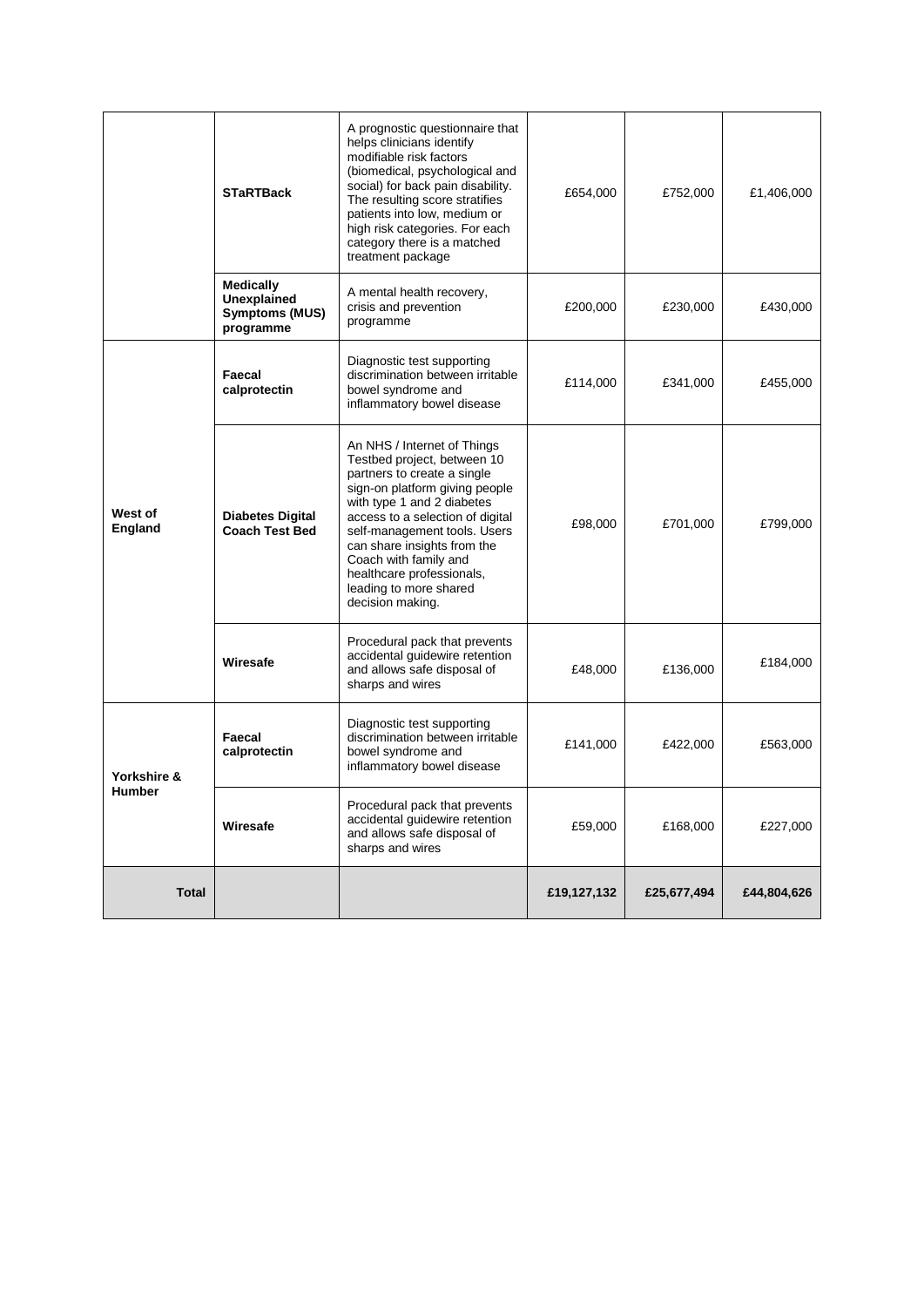| | | | | | |
|---|---|---|---|---|---|
| | **STaRTBack** | A prognostic questionnaire that helps clinicians identify modifiable risk factors (biomedical, psychological and social) for back pain disability. The resulting score stratifies patients into low, medium or high risk categories. For each category there is a matched treatment package | £654,000 | £752,000 | £1,406,000 |
| | **Medically Unexplained Symptoms (MUS) programme** | A mental health recovery, crisis and prevention programme | £200,000 | £230,000 | £430,000 |
| **West of England** | **Faecal calprotectin** | Diagnostic test supporting discrimination between irritable bowel syndrome and inflammatory bowel disease | £114,000 | £341,000 | £455,000 |
| | **Diabetes Digital Coach Test Bed** | An NHS / Internet of Things Testbed project, between 10 partners to create a single sign-on platform giving people with type 1 and 2 diabetes access to a selection of digital self-management tools. Users can share insights from the Coach with family and healthcare professionals, leading to more shared decision making. | £98,000 | £701,000 | £799,000 |
| | **Wiresafe** | Procedural pack that prevents accidental guidewire retention and allows safe disposal of sharps and wires | £48,000 | £136,000 | £184,000 |
| **Yorkshire & Humber** | **Faecal calprotectin** | Diagnostic test supporting discrimination between irritable bowel syndrome and inflammatory bowel disease | £141,000 | £422,000 | £563,000 |
| | **Wiresafe** | Procedural pack that prevents accidental guidewire retention and allows safe disposal of sharps and wires | £59,000 | £168,000 | £227,000 |
| **Total** | | | **£19,127,132** | **£25,677,494** | **£44,804,626** |